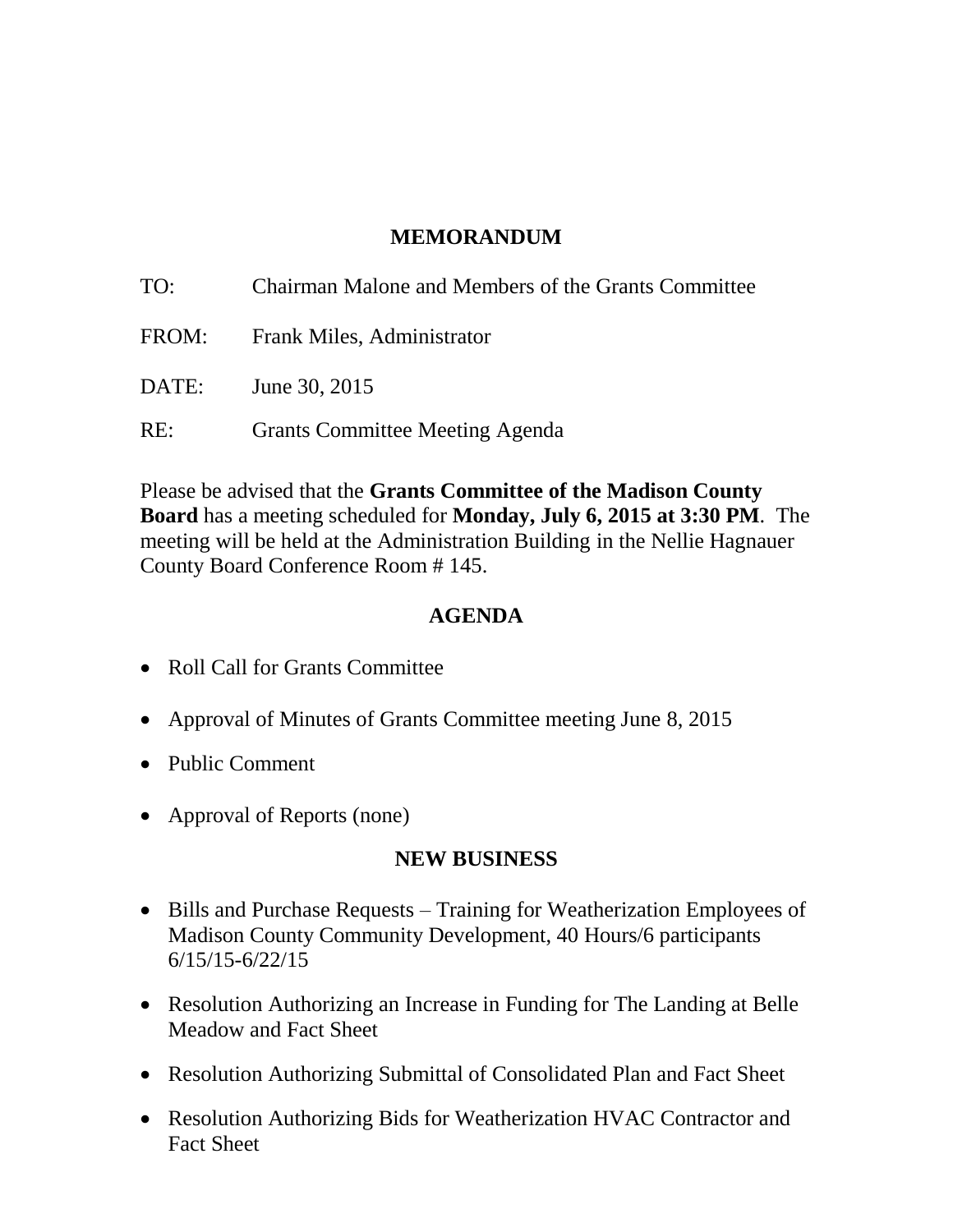# MEMORANDUM

TO: Chairman Malone and Members of the Grants Committee

FROM: Frank Miles, Administrator

DATE: June 30, 2015

RE: Grants Committee Meeting Agenda

Please be advised that the **Grants Committee of the Madison County Board** has a meeting scheduled for **Monday, July 6, 2015 at 3:30 PM**. The meeting will be held at the Administration Building in the Nellie Hagnauer County Board Conference Room # 145.

## AGENDA

- Roll Call for Grants Committee
- Approval of Minutes of Grants Committee meeting June 8, 2015
- Public Comment
- Approval of Reports (none)

## NEW BUSINESS

- Bills and Purchase Requests – Training for Weatherization Employees of Madison County Community Development, 40 Hours/6 participants 6/15/15-6/22/15
- Resolution Authorizing an Increase in Funding for The Landing at Belle Meadow and Fact Sheet
- Resolution Authorizing Submittal of Consolidated Plan and Fact Sheet
- Resolution Authorizing Bids for Weatherization HVAC Contractor and Fact Sheet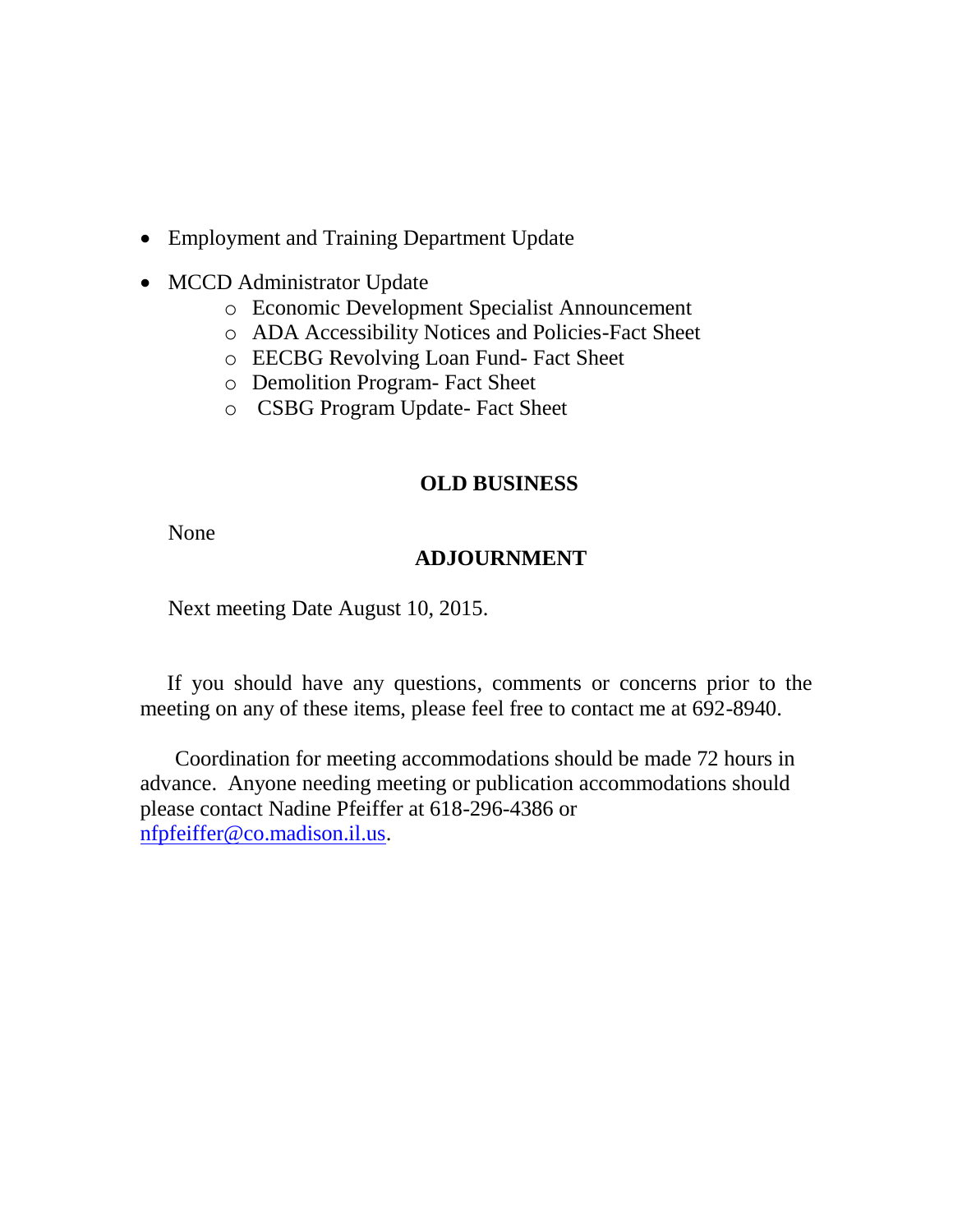- Employment and Training Department Update
- MCCD Administrator Update
  - Economic Development Specialist Announcement
  - ADA Accessibility Notices and Policies-Fact Sheet
  - EECBG Revolving Loan Fund- Fact Sheet
  - Demolition Program- Fact Sheet
  - CSBG Program Update- Fact Sheet

**OLD BUSINESS**

None

**ADJOURNMENT**

Next meeting Date August 10, 2015.

If you should have any questions, comments or concerns prior to the meeting on any of these items, please feel free to contact me at 692-8940.

Coordination for meeting accommodations should be made 72 hours in advance. Anyone needing meeting or publication accommodations should please contact Nadine Pfeiffer at 618-296-4386 or nfpfeiffer@co.madison.il.us.